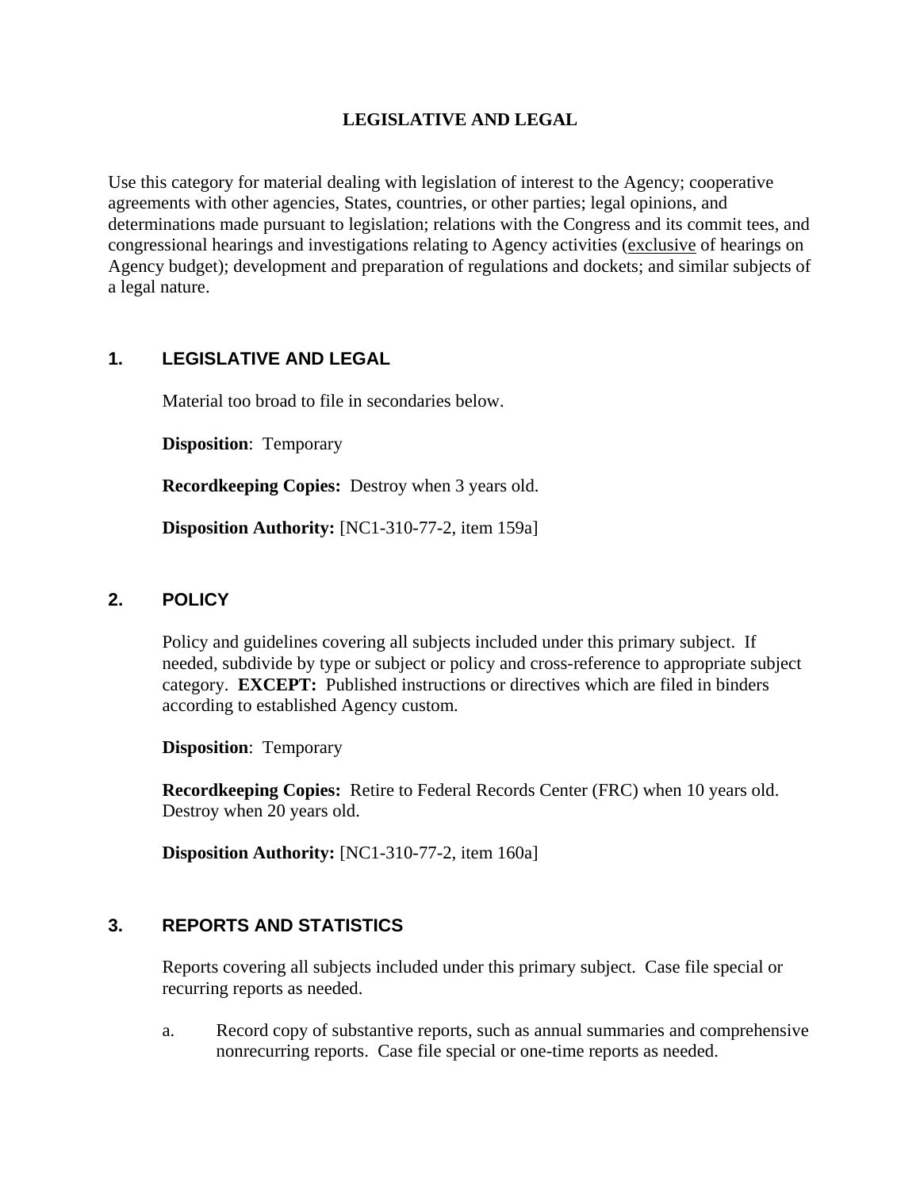# LEGISLATIVE AND LEGAL

Use this category for material dealing with legislation of interest to the Agency; cooperative agreements with other agencies, States, countries, or other parties; legal opinions, and determinations made pursuant to legislation; relations with the Congress and its commit tees, and congressional hearings and investigations relating to Agency activities (<u>exclusive</u> of hearings on Agency budget); development and preparation of regulations and dockets; and similar subjects of a legal nature.

## 1. LEGISLATIVE AND LEGAL

Material too broad to file in secondaries below.

**Disposition**: Temporary

**Recordkeeping Copies:** Destroy when 3 years old.

**Disposition Authority:** [NC1-310-77-2, item 159a]

## 2. POLICY

Policy and guidelines covering all subjects included under this primary subject. If needed, subdivide by type or subject or policy and cross-reference to appropriate subject category. **EXCEPT:** Published instructions or directives which are filed in binders according to established Agency custom.

**Disposition**: Temporary

**Recordkeeping Copies:** Retire to Federal Records Center (FRC) when 10 years old. Destroy when 20 years old.

**Disposition Authority:** [NC1-310-77-2, item 160a]

## 3. REPORTS AND STATISTICS

Reports covering all subjects included under this primary subject. Case file special or recurring reports as needed.

a. Record copy of substantive reports, such as annual summaries and comprehensive nonrecurring reports. Case file special or one-time reports as needed.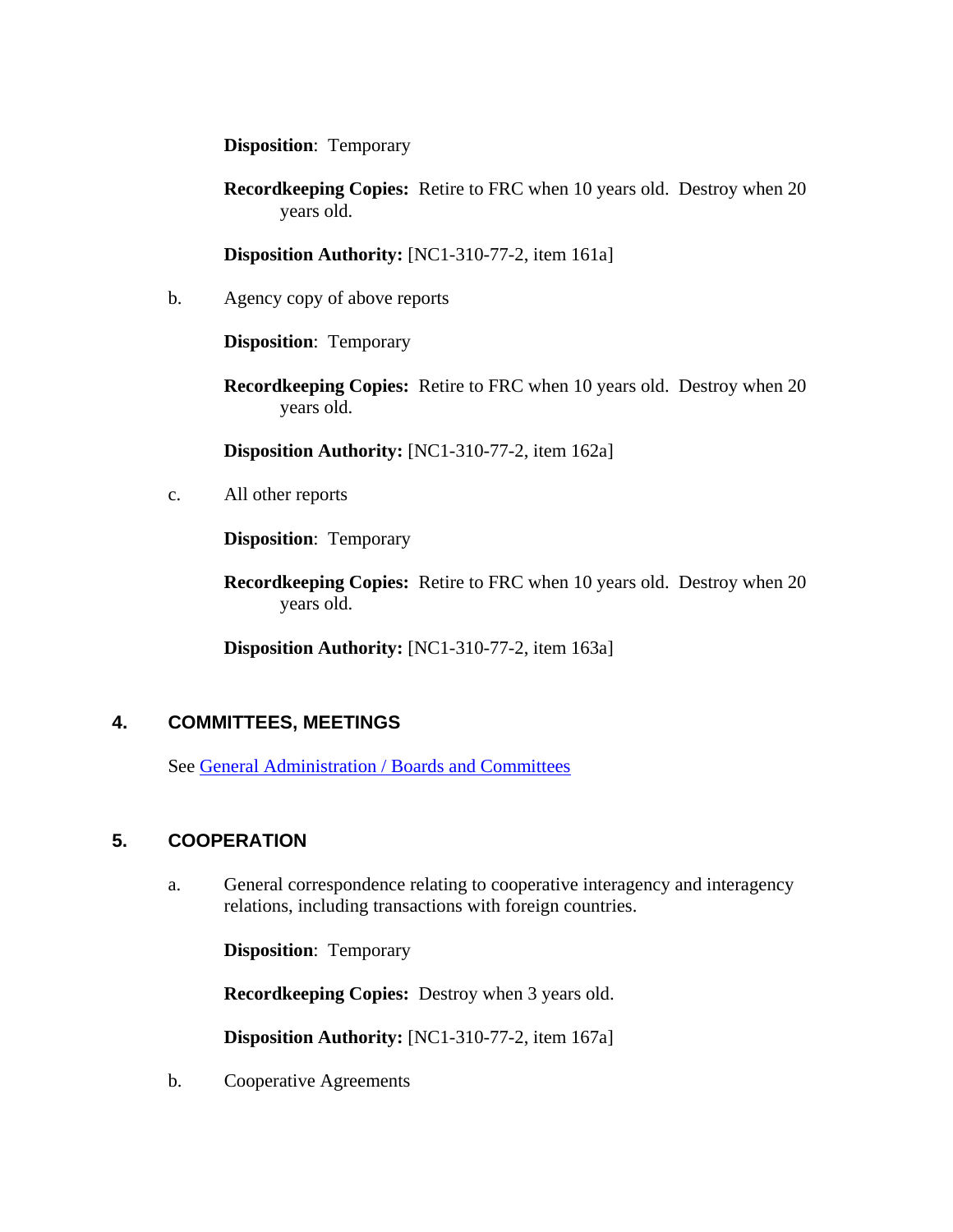**Disposition**: Temporary

**Recordkeeping Copies:** Retire to FRC when 10 years old. Destroy when 20 years old.

**Disposition Authority:** [NC1-310-77-2, item 161a]

b. Agency copy of above reports

**Disposition**: Temporary

**Recordkeeping Copies:** Retire to FRC when 10 years old. Destroy when 20 years old.

**Disposition Authority:** [NC1-310-77-2, item 162a]

c. All other reports

**Disposition**: Temporary

**Recordkeeping Copies:** Retire to FRC when 10 years old. Destroy when 20 years old.

**Disposition Authority:** [NC1-310-77-2, item 163a]

## 4. COMMITTEES, MEETINGS

See General Administration / Boards and Committees

## 5. COOPERATION

a. General correspondence relating to cooperative interagency and interagency relations, including transactions with foreign countries.

**Disposition**: Temporary

**Recordkeeping Copies:** Destroy when 3 years old.

**Disposition Authority:** [NC1-310-77-2, item 167a]

b. Cooperative Agreements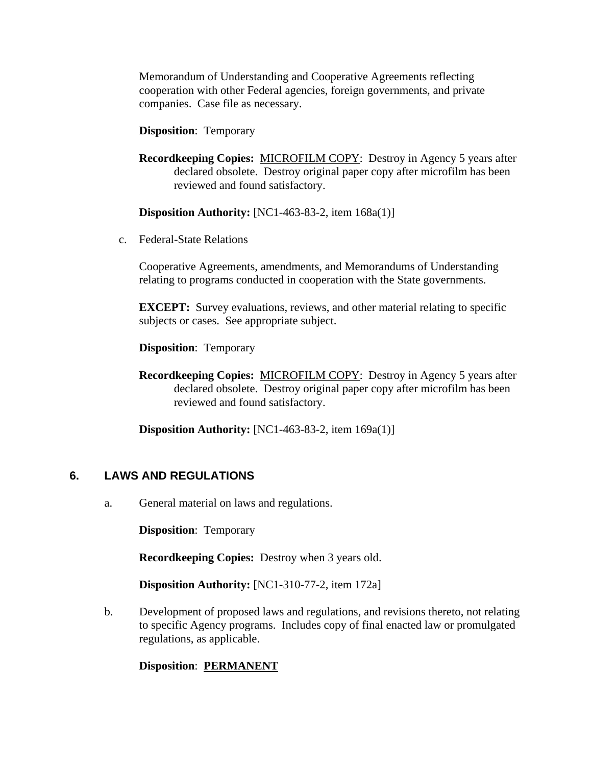Memorandum of Understanding and Cooperative Agreements reflecting cooperation with other Federal agencies, foreign governments, and private companies. Case file as necessary.

**Disposition**: Temporary

**Recordkeeping Copies:** MICROFILM COPY: Destroy in Agency 5 years after declared obsolete. Destroy original paper copy after microfilm has been reviewed and found satisfactory.

**Disposition Authority:** [NC1-463-83-2, item 168a(1)]

c. Federal-State Relations

Cooperative Agreements, amendments, and Memorandums of Understanding relating to programs conducted in cooperation with the State governments.

**EXCEPT:** Survey evaluations, reviews, and other material relating to specific subjects or cases. See appropriate subject.

**Disposition**: Temporary

**Recordkeeping Copies:** MICROFILM COPY: Destroy in Agency 5 years after declared obsolete. Destroy original paper copy after microfilm has been reviewed and found satisfactory.

**Disposition Authority:** [NC1-463-83-2, item 169a(1)]

## 6. LAWS AND REGULATIONS

a. General material on laws and regulations.

**Disposition**: Temporary

**Recordkeeping Copies:** Destroy when 3 years old.

**Disposition Authority:** [NC1-310-77-2, item 172a]

b. Development of proposed laws and regulations, and revisions thereto, not relating to specific Agency programs. Includes copy of final enacted law or promulgated regulations, as applicable.

**Disposition**: **PERMANENT**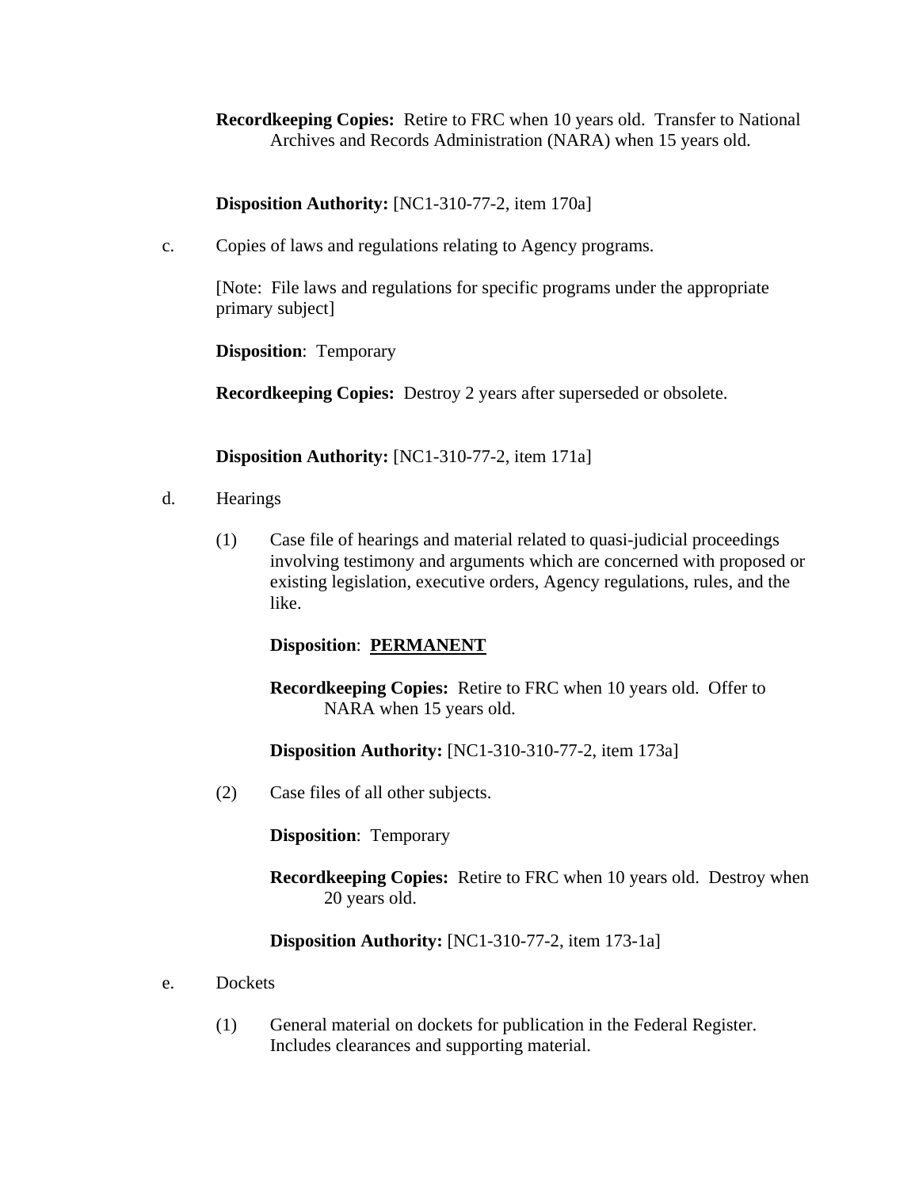**Recordkeeping Copies:** Retire to FRC when 10 years old. Transfer to National Archives and Records Administration (NARA) when 15 years old.

**Disposition Authority:** [NC1-310-77-2, item 170a]

c. Copies of laws and regulations relating to Agency programs.

[Note: File laws and regulations for specific programs under the appropriate primary subject]

**Disposition**: Temporary

**Recordkeeping Copies:** Destroy 2 years after superseded or obsolete.

**Disposition Authority:** [NC1-310-77-2, item 171a]

d. Hearings

(1) Case file of hearings and material related to quasi-judicial proceedings involving testimony and arguments which are concerned with proposed or existing legislation, executive orders, Agency regulations, rules, and the like.

**Disposition**: **PERMANENT**

**Recordkeeping Copies:** Retire to FRC when 10 years old. Offer to NARA when 15 years old.

**Disposition Authority:** [NC1-310-310-77-2, item 173a]

(2) Case files of all other subjects.

**Disposition**: Temporary

**Recordkeeping Copies:** Retire to FRC when 10 years old. Destroy when 20 years old.

**Disposition Authority:** [NC1-310-77-2, item 173-1a]

e. Dockets

(1) General material on dockets for publication in the Federal Register. Includes clearances and supporting material.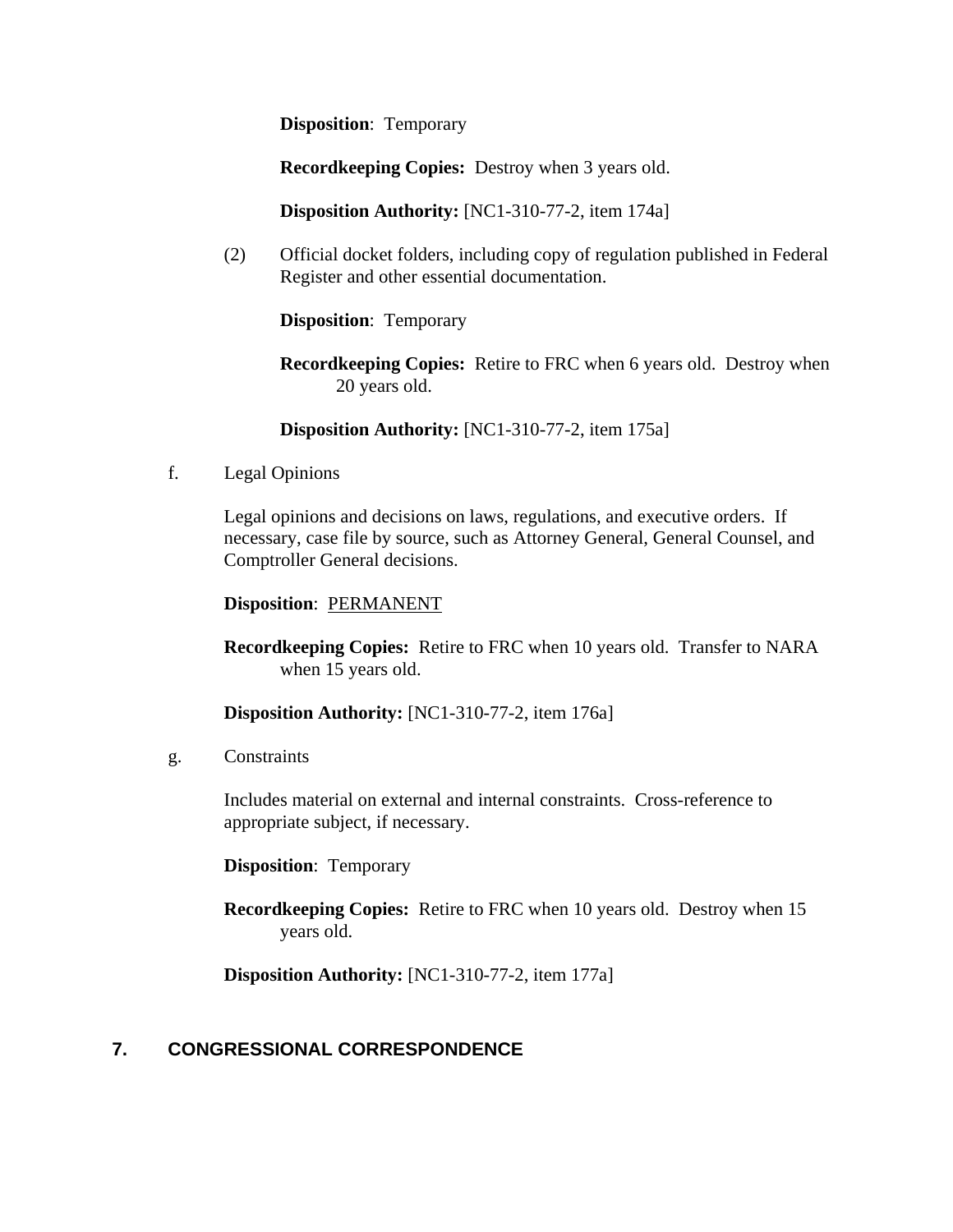**Disposition**: Temporary

**Recordkeeping Copies:** Destroy when 3 years old.

**Disposition Authority:** [NC1-310-77-2, item 174a]

(2) Official docket folders, including copy of regulation published in Federal Register and other essential documentation.

**Disposition**: Temporary

**Recordkeeping Copies:** Retire to FRC when 6 years old. Destroy when 20 years old.

**Disposition Authority:** [NC1-310-77-2, item 175a]

f. Legal Opinions

Legal opinions and decisions on laws, regulations, and executive orders. If necessary, case file by source, such as Attorney General, General Counsel, and Comptroller General decisions.

**Disposition**: <u>PERMANENT</u>

**Recordkeeping Copies:** Retire to FRC when 10 years old. Transfer to NARA when 15 years old.

**Disposition Authority:** [NC1-310-77-2, item 176a]

g. Constraints

Includes material on external and internal constraints. Cross-reference to appropriate subject, if necessary.

**Disposition**: Temporary

**Recordkeeping Copies:** Retire to FRC when 10 years old. Destroy when 15 years old.

**Disposition Authority:** [NC1-310-77-2, item 177a]

## 7. CONGRESSIONAL CORRESPONDENCE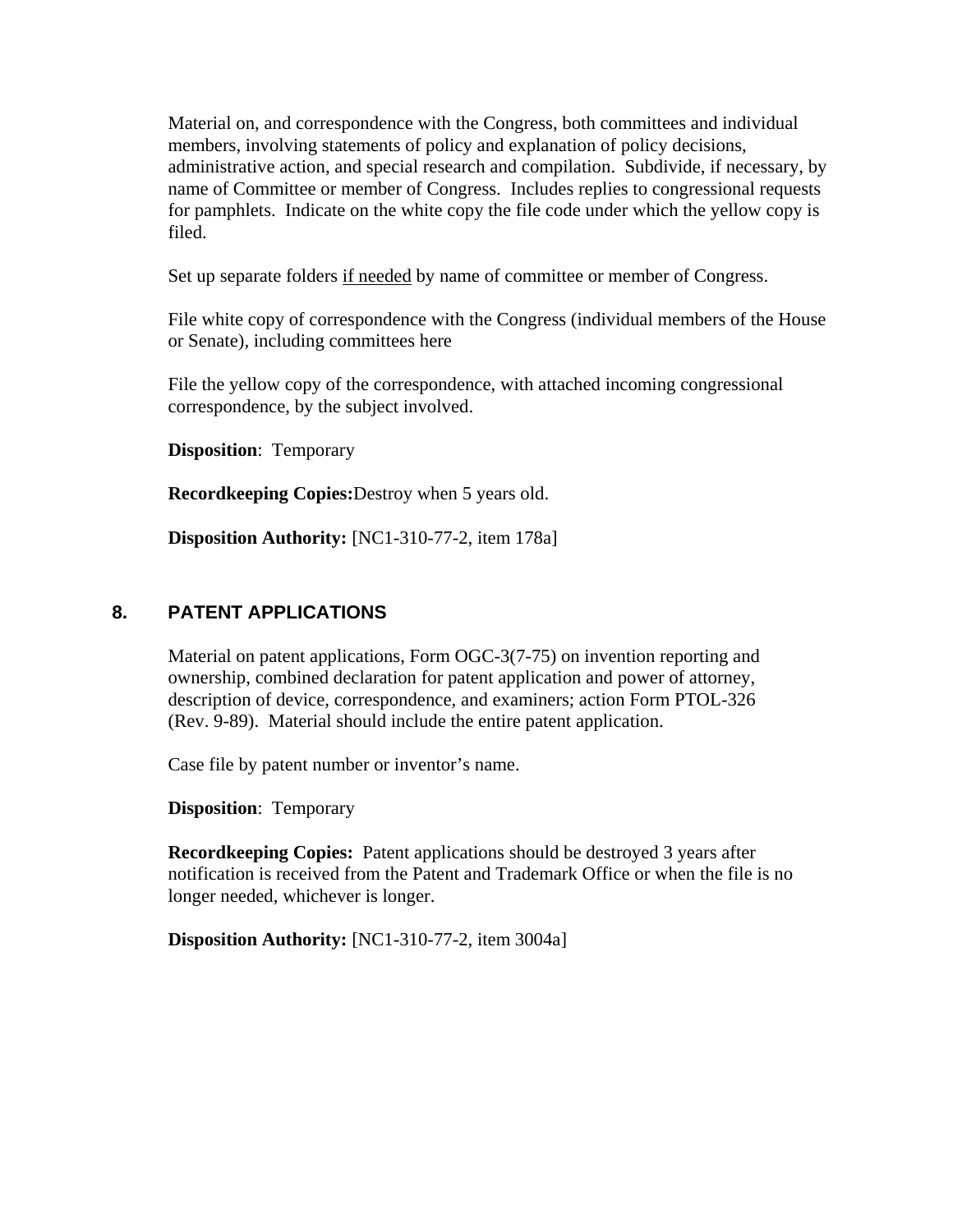Material on, and correspondence with the Congress, both committees and individual members, involving statements of policy and explanation of policy decisions, administrative action, and special research and compilation. Subdivide, if necessary, by name of Committee or member of Congress. Includes replies to congressional requests for pamphlets. Indicate on the white copy the file code under which the yellow copy is filed.

Set up separate folders <u>if needed</u> by name of committee or member of Congress.

File white copy of correspondence with the Congress (individual members of the House or Senate), including committees here

File the yellow copy of the correspondence, with attached incoming congressional correspondence, by the subject involved.

**Disposition**: Temporary

**Recordkeeping Copies:**Destroy when 5 years old.

**Disposition Authority:** [NC1-310-77-2, item 178a]

## 8. PATENT APPLICATIONS

Material on patent applications, Form OGC-3(7-75) on invention reporting and ownership, combined declaration for patent application and power of attorney, description of device, correspondence, and examiners; action Form PTOL-326 (Rev. 9-89). Material should include the entire patent application.

Case file by patent number or inventor's name.

**Disposition**: Temporary

**Recordkeeping Copies:** Patent applications should be destroyed 3 years after notification is received from the Patent and Trademark Office or when the file is no longer needed, whichever is longer.

**Disposition Authority:** [NC1-310-77-2, item 3004a]